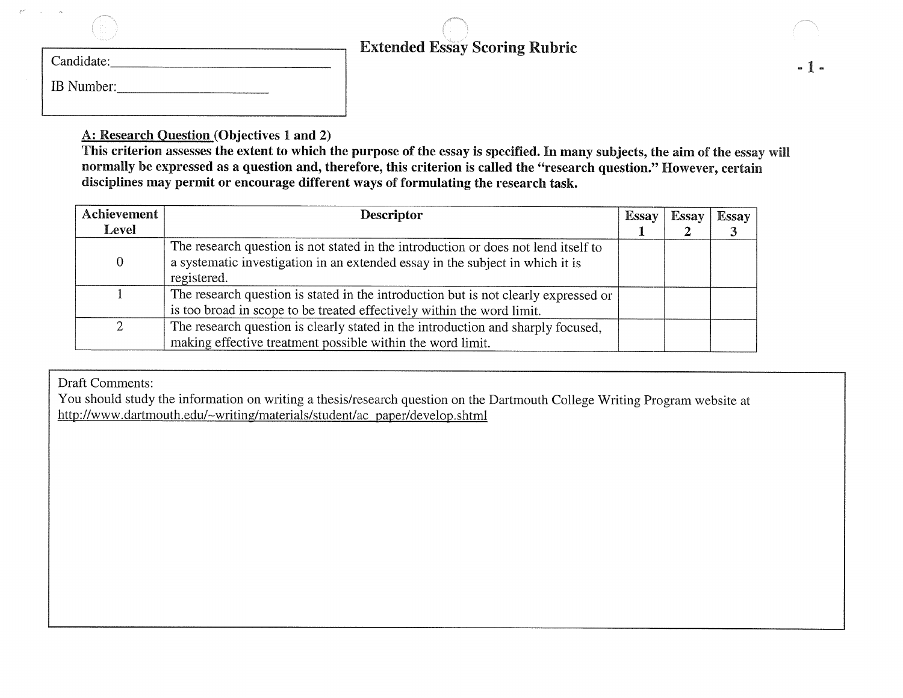# Extended Essay Scoring Rubric

Candidate:______________________________

IB Number:____________________

## A: Research Question (Objectives 1 and 2)

**This criterion assesses the extent to which the purpose of the essay is specified. In many subjects, the aim of the essay will normally be expressed as a question and, therefore, this criterion is called the "research question." However, certain disciplines may permit or encourage different ways of formulating the research task.**

| Achievement Level | Descriptor | Essay 1 | Essay 2 | Essay 3 |
|---|---|---|---|---|
| 0 | The research question is not stated in the introduction or does not lend itself to a systematic investigation in an extended essay in the subject in which it is registered. | | | |
| 1 | The research question is stated in the introduction but is not clearly expressed or is too broad in scope to be treated effectively within the word limit. | | | |
| 2 | The research question is clearly stated in the introduction and sharply focused, making effective treatment possible within the word limit. | | | |

Draft Comments:

You should study the information on writing a thesis/research question on the Dartmouth College Writing Program website at http://www.dartmouth.edu/~writing/materials/student/ac_paper/develop.shtml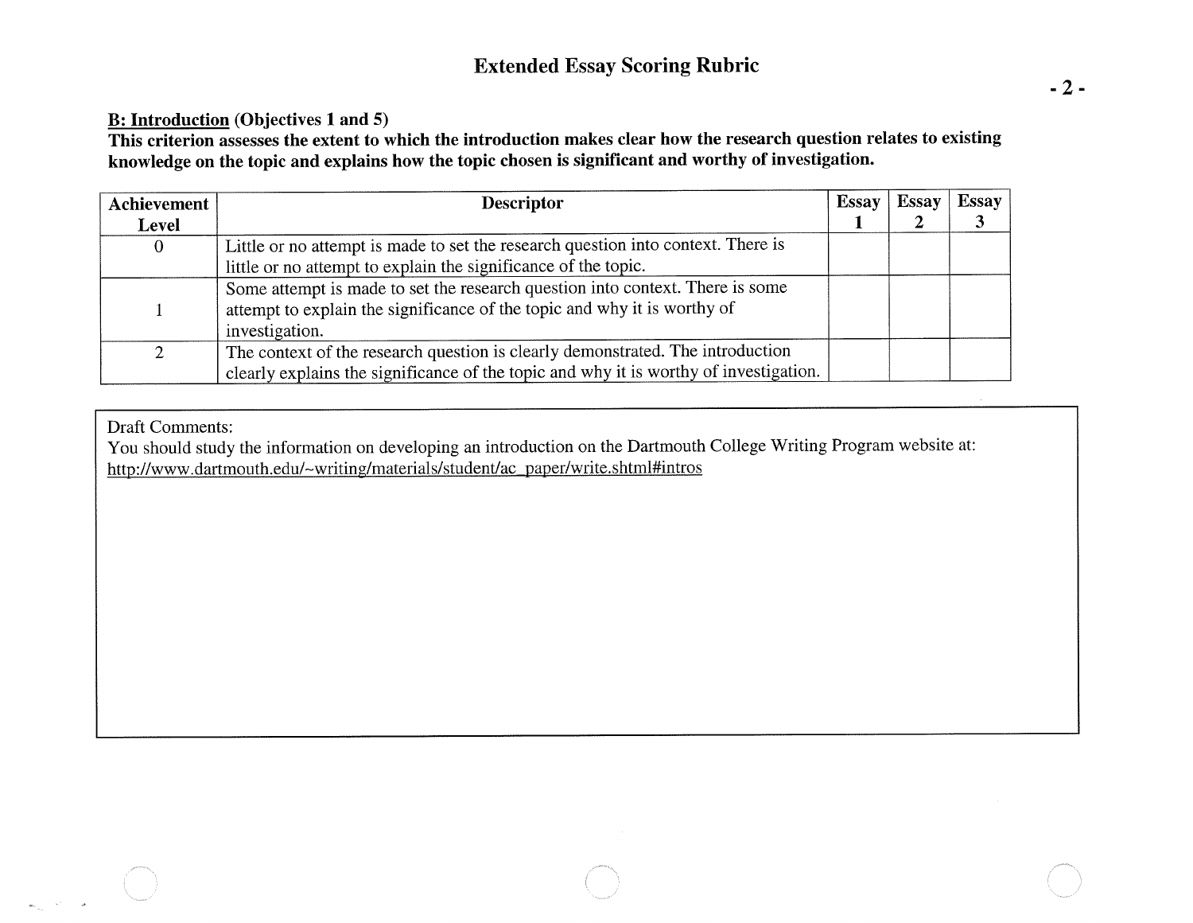# Extended Essay Scoring Rubric

**B: Introduction** **(Objectives 1 and 5)**
**This criterion assesses the extent to which the introduction makes clear how the research question relates to existing knowledge on the topic and explains how the topic chosen is significant and worthy of investigation.**

| Achievement Level | Descriptor | Essay 1 | Essay 2 | Essay 3 |
| --- | --- | --- | --- | --- |
| 0 | Little or no attempt is made to set the research question into context. There is little or no attempt to explain the significance of the topic. | | | |
| 1 | Some attempt is made to set the research question into context. There is some attempt to explain the significance of the topic and why it is worthy of investigation. | | | |
| 2 | The context of the research question is clearly demonstrated. The introduction clearly explains the significance of the topic and why it is worthy of investigation. | | | |

Draft Comments:
You should study the information on developing an introduction on the Dartmouth College Writing Program website at:
http://www.dartmouth.edu/~writing/materials/student/ac_paper/write.shtml#intros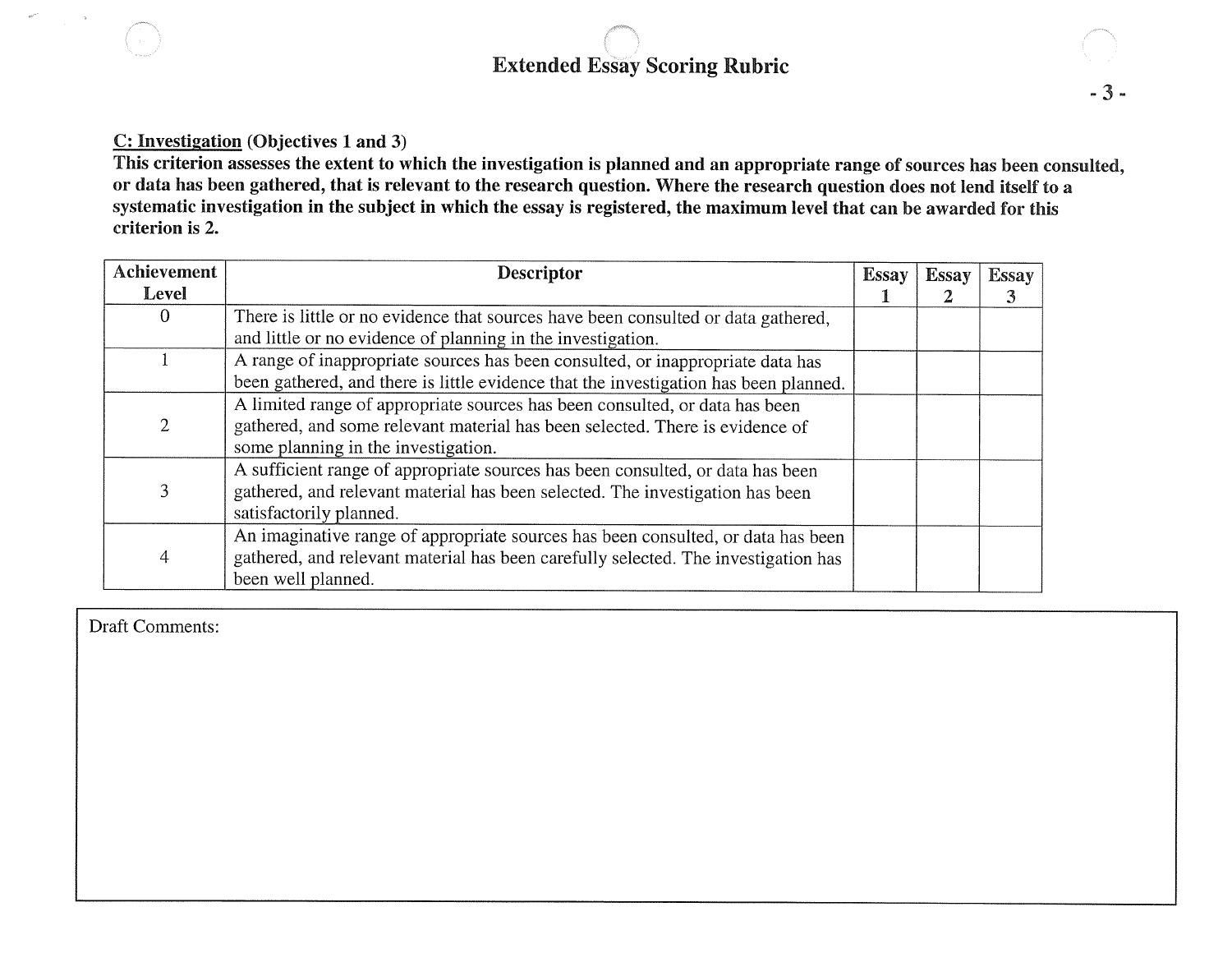# Extended Essay Scoring Rubric

**C: Investigation** (Objectives 1 and 3)

**This criterion assesses the extent to which the investigation is planned and an appropriate range of sources has been consulted, or data has been gathered, that is relevant to the research question. Where the research question does not lend itself to a systematic investigation in the subject in which the essay is registered, the maximum level that can be awarded for this criterion is 2.**

| Achievement Level | Descriptor | Essay 1 | Essay 2 | Essay 3 |
|---|---|---|---|---|
| 0 | There is little or no evidence that sources have been consulted or data gathered, and little or no evidence of planning in the investigation. | | | |
| 1 | A range of inappropriate sources has been consulted, or inappropriate data has been gathered, and there is little evidence that the investigation has been planned. | | | |
| 2 | A limited range of appropriate sources has been consulted, or data has been gathered, and some relevant material has been selected. There is evidence of some planning in the investigation. | | | |
| 3 | A sufficient range of appropriate sources has been consulted, or data has been gathered, and relevant material has been selected. The investigation has been satisfactorily planned. | | | |
| 4 | An imaginative range of appropriate sources has been consulted, or data has been gathered, and relevant material has been carefully selected. The investigation has been well planned. | | | |

Draft Comments: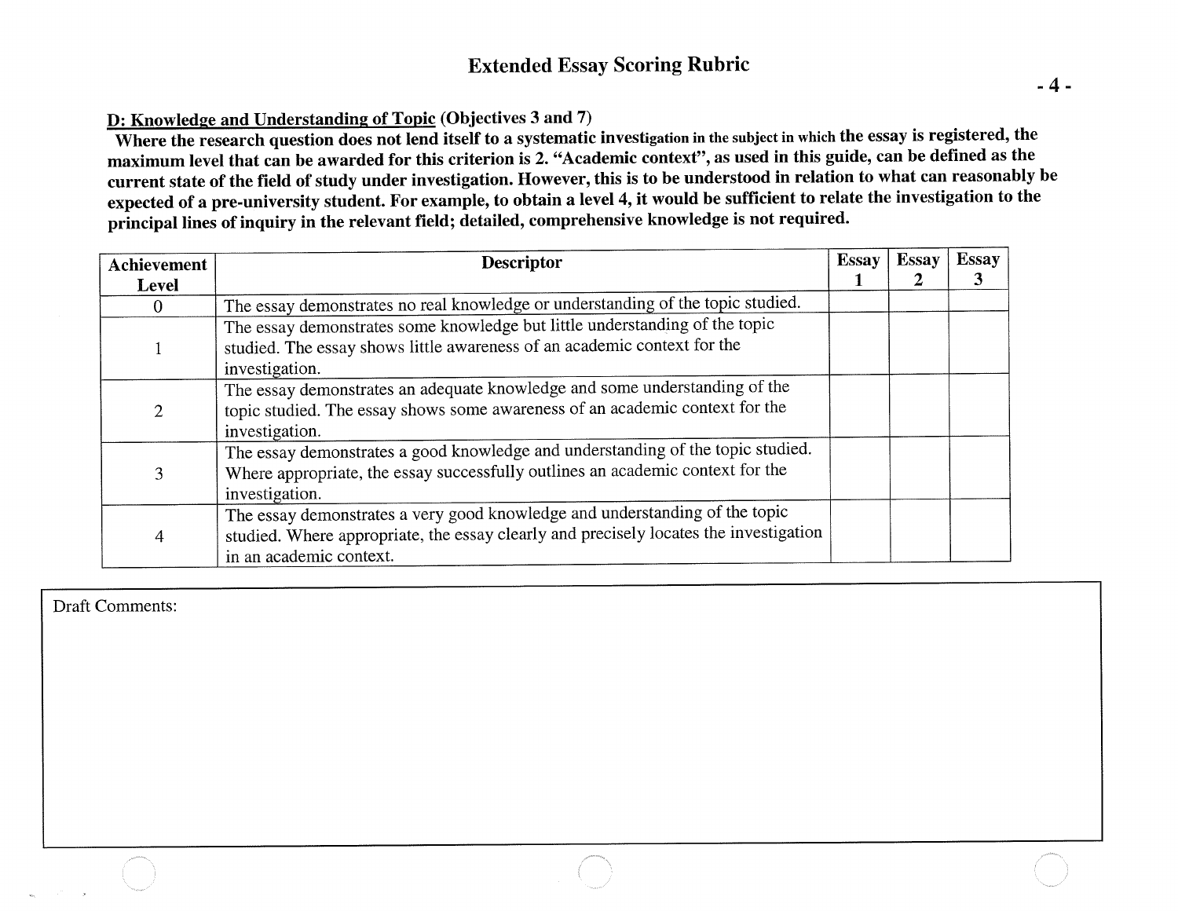## Extended Essay Scoring Rubric

**<u>D: Knowledge and Understanding of Topic</u> (Objectives 3 and 7)**

**Where the research question does not lend itself to a systematic investigation in the subject in which the essay is registered, the maximum level that can be awarded for this criterion is 2. "Academic context", as used in this guide, can be defined as the current state of the field of study under investigation. However, this is to be understood in relation to what can reasonably be expected of a pre-university student. For example, to obtain a level 4, it would be sufficient to relate the investigation to the principal lines of inquiry in the relevant field; detailed, comprehensive knowledge is not required.**

| Achievement Level | Descriptor | Essay 1 | Essay 2 | Essay 3 |
|---|---|---|---|---|
| 0 | The essay demonstrates no real knowledge or understanding of the topic studied. | | | |
| 1 | The essay demonstrates some knowledge but little understanding of the topic studied. The essay shows little awareness of an academic context for the investigation. | | | |
| 2 | The essay demonstrates an adequate knowledge and some understanding of the topic studied. The essay shows some awareness of an academic context for the investigation. | | | |
| 3 | The essay demonstrates a good knowledge and understanding of the topic studied. Where appropriate, the essay successfully outlines an academic context for the investigation. | | | |
| 4 | The essay demonstrates a very good knowledge and understanding of the topic studied. Where appropriate, the essay clearly and precisely locates the investigation in an academic context. | | | |

Draft Comments: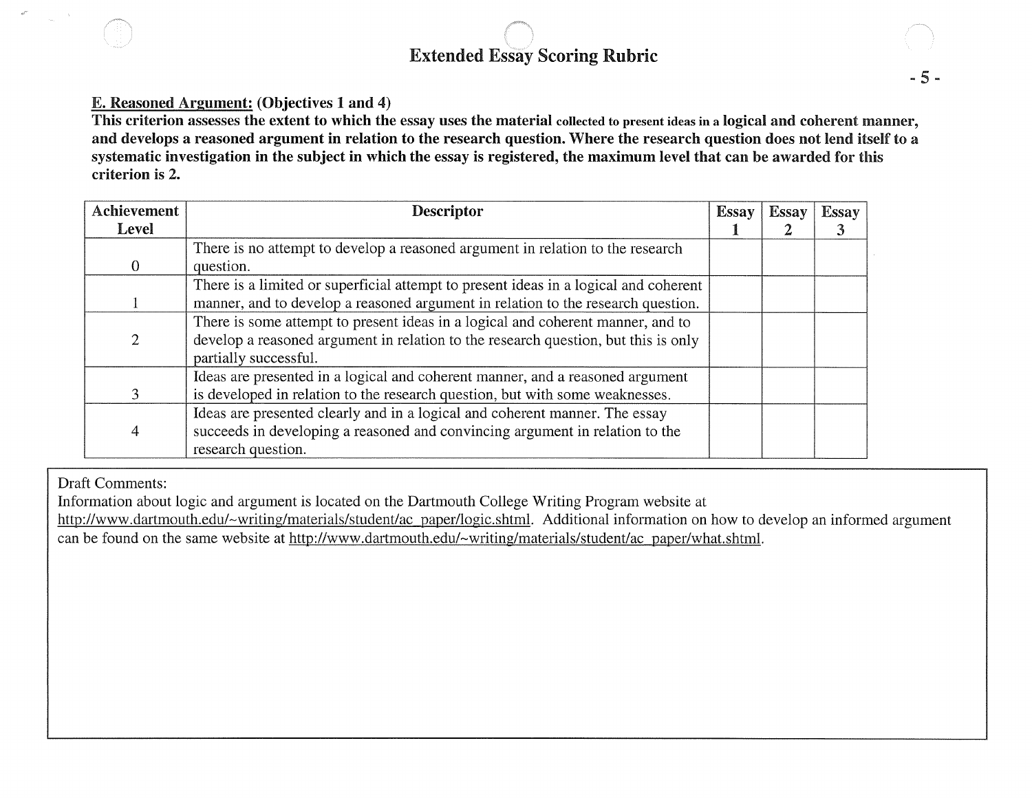# Extended Essay Scoring Rubric

**E. Reasoned Argument: (Objectives 1 and 4)**

**This criterion assesses the extent to which the essay uses the material collected to present ideas in a logical and coherent manner, and develops a reasoned argument in relation to the research question. Where the research question does not lend itself to a systematic investigation in the subject in which the essay is registered, the maximum level that can be awarded for this criterion is 2.**

| Achievement Level | Descriptor | Essay 1 | Essay 2 | Essay 3 |
|---|---|---|---|---|
| 0 | There is no attempt to develop a reasoned argument in relation to the research question. | | | |
| 1 | There is a limited or superficial attempt to present ideas in a logical and coherent manner, and to develop a reasoned argument in relation to the research question. | | | |
| 2 | There is some attempt to present ideas in a logical and coherent manner, and to develop a reasoned argument in relation to the research question, but this is only partially successful. | | | |
| 3 | Ideas are presented in a logical and coherent manner, and a reasoned argument is developed in relation to the research question, but with some weaknesses. | | | |
| 4 | Ideas are presented clearly and in a logical and coherent manner. The essay succeeds in developing a reasoned and convincing argument in relation to the research question. | | | |

Draft Comments:

Information about logic and argument is located on the Dartmouth College Writing Program website at http://www.dartmouth.edu/~writing/materials/student/ac_paper/logic.shtml. Additional information on how to develop an informed argument can be found on the same website at http://www.dartmouth.edu/~writing/materials/student/ac_paper/what.shtml.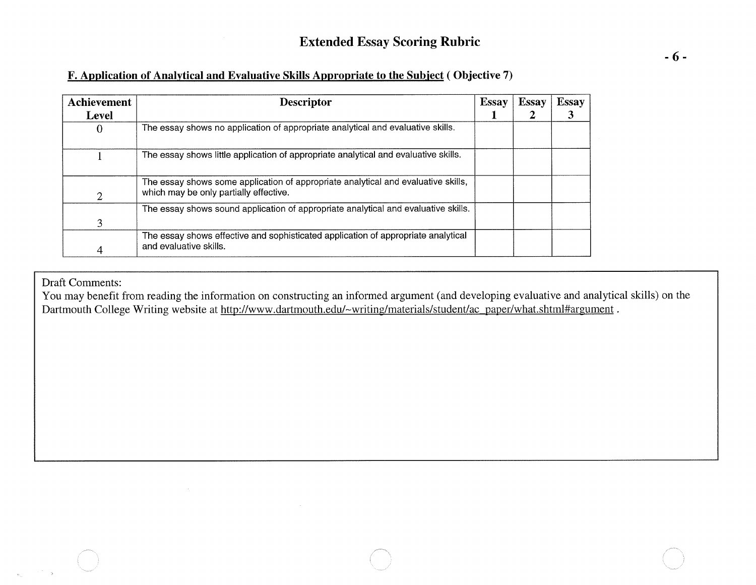# Extended Essay Scoring Rubric

**F. Application of Analytical and Evaluative Skills Appropriate to the Subject ( Objective 7)**

| Achievement Level | Descriptor | Essay 1 | Essay 2 | Essay 3 |
|---|---|---|---|---|
| 0 | The essay shows no application of appropriate analytical and evaluative skills. | | | |
| 1 | The essay shows little application of appropriate analytical and evaluative skills. | | | |
| 2 | The essay shows some application of appropriate analytical and evaluative skills, which may be only partially effective. | | | |
| 3 | The essay shows sound application of appropriate analytical and evaluative skills. | | | |
| 4 | The essay shows effective and sophisticated application of appropriate analytical and evaluative skills. | | | |

Draft Comments:
You may benefit from reading the information on constructing an informed argument (and developing evaluative and analytical skills) on the Dartmouth College Writing website at http://www.dartmouth.edu/~writing/materials/student/ac_paper/what.shtml#argument .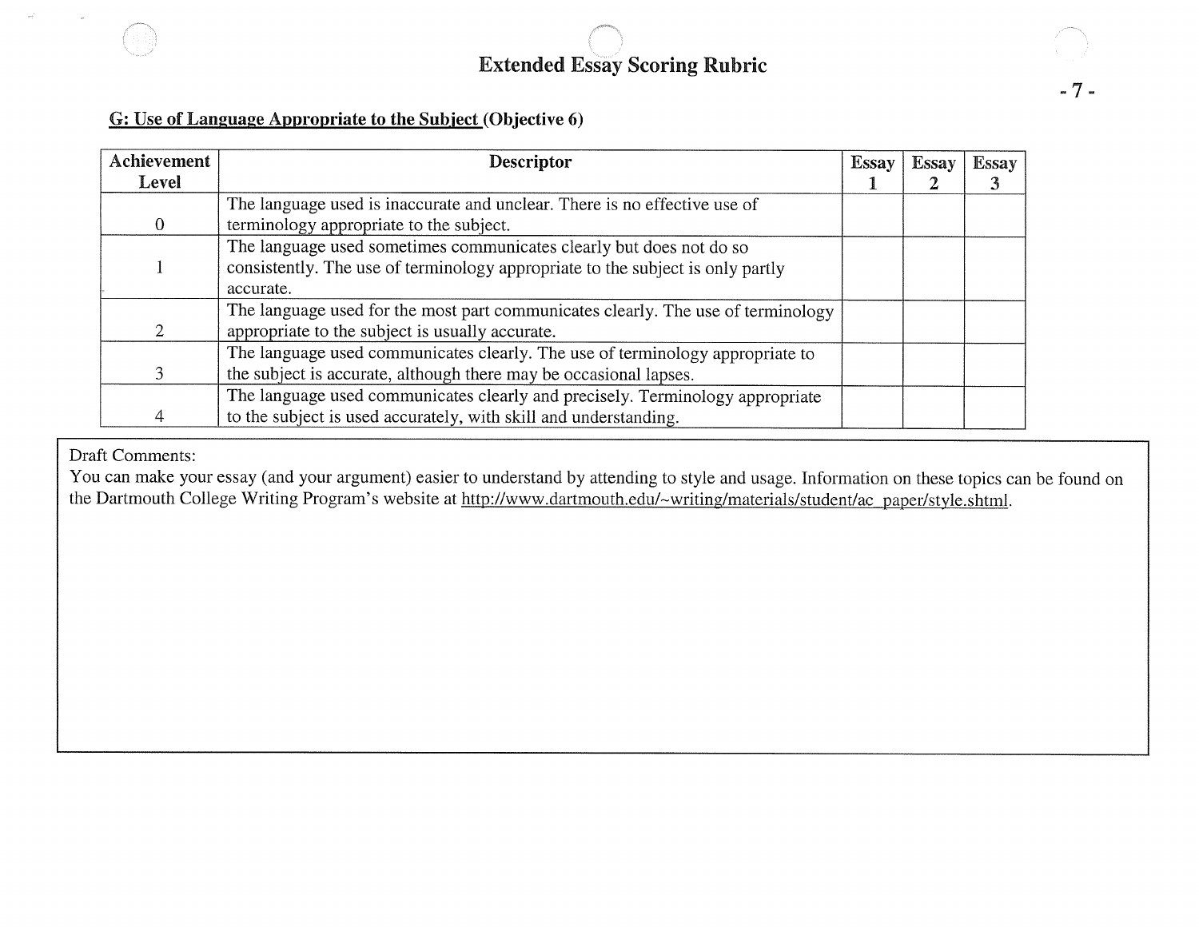# Extended Essay Scoring Rubric

**G: Use of Language Appropriate to the Subject (Objective 6)**

| Achievement Level | Descriptor | Essay 1 | Essay 2 | Essay 3 |
|---|---|---|---|---|
| 0 | The language used is inaccurate and unclear. There is no effective use of terminology appropriate to the subject. | | | |
| 1 | The language used sometimes communicates clearly but does not do so consistently. The use of terminology appropriate to the subject is only partly accurate. | | | |
| 2 | The language used for the most part communicates clearly. The use of terminology appropriate to the subject is usually accurate. | | | |
| 3 | The language used communicates clearly. The use of terminology appropriate to the subject is accurate, although there may be occasional lapses. | | | |
| 4 | The language used communicates clearly and precisely. Terminology appropriate to the subject is used accurately, with skill and understanding. | | | |

Draft Comments:

You can make your essay (and your argument) easier to understand by attending to style and usage. Information on these topics can be found on the Dartmouth College Writing Program's website at http://www.dartmouth.edu/~writing/materials/student/ac_paper/style.shtml.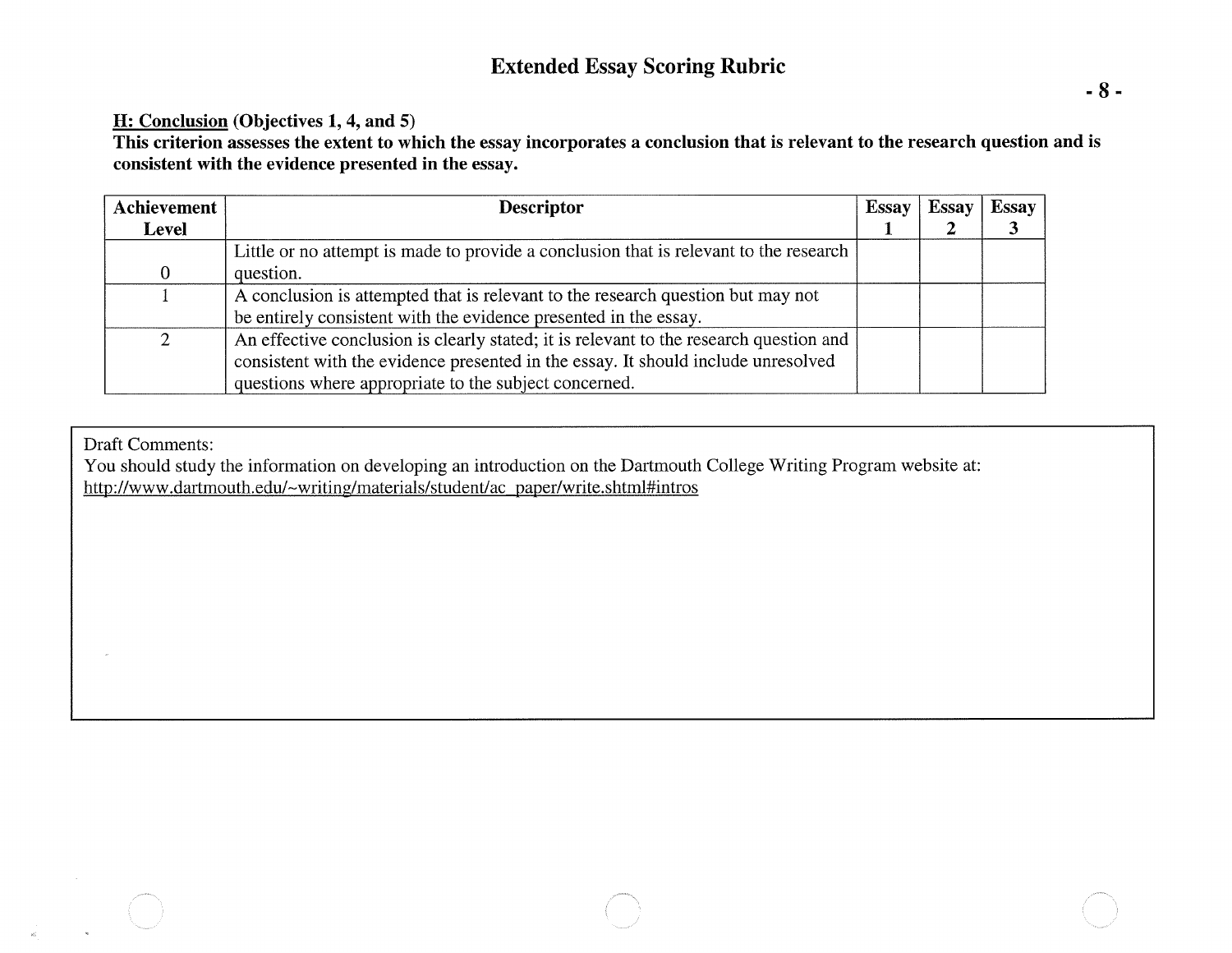# Extended Essay Scoring Rubric

**<u>H: Conclusion</u> (Objectives 1, 4, and 5)**
**This criterion assesses the extent to which the essay incorporates a conclusion that is relevant to the research question and is consistent with the evidence presented in the essay.**

| Achievement Level | Descriptor | Essay 1 | Essay 2 | Essay 3 |
|---|---|---|---|---|
| 0 | Little or no attempt is made to provide a conclusion that is relevant to the research question. | | | |
| 1 | A conclusion is attempted that is relevant to the research question but may not be entirely consistent with the evidence presented in the essay. | | | |
| 2 | An effective conclusion is clearly stated; it is relevant to the research question and consistent with the evidence presented in the essay. It should include unresolved questions where appropriate to the subject concerned. | | | |

Draft Comments:
You should study the information on developing an introduction on the Dartmouth College Writing Program website at:
http://www.dartmouth.edu/~writing/materials/student/ac_paper/write.shtml#intros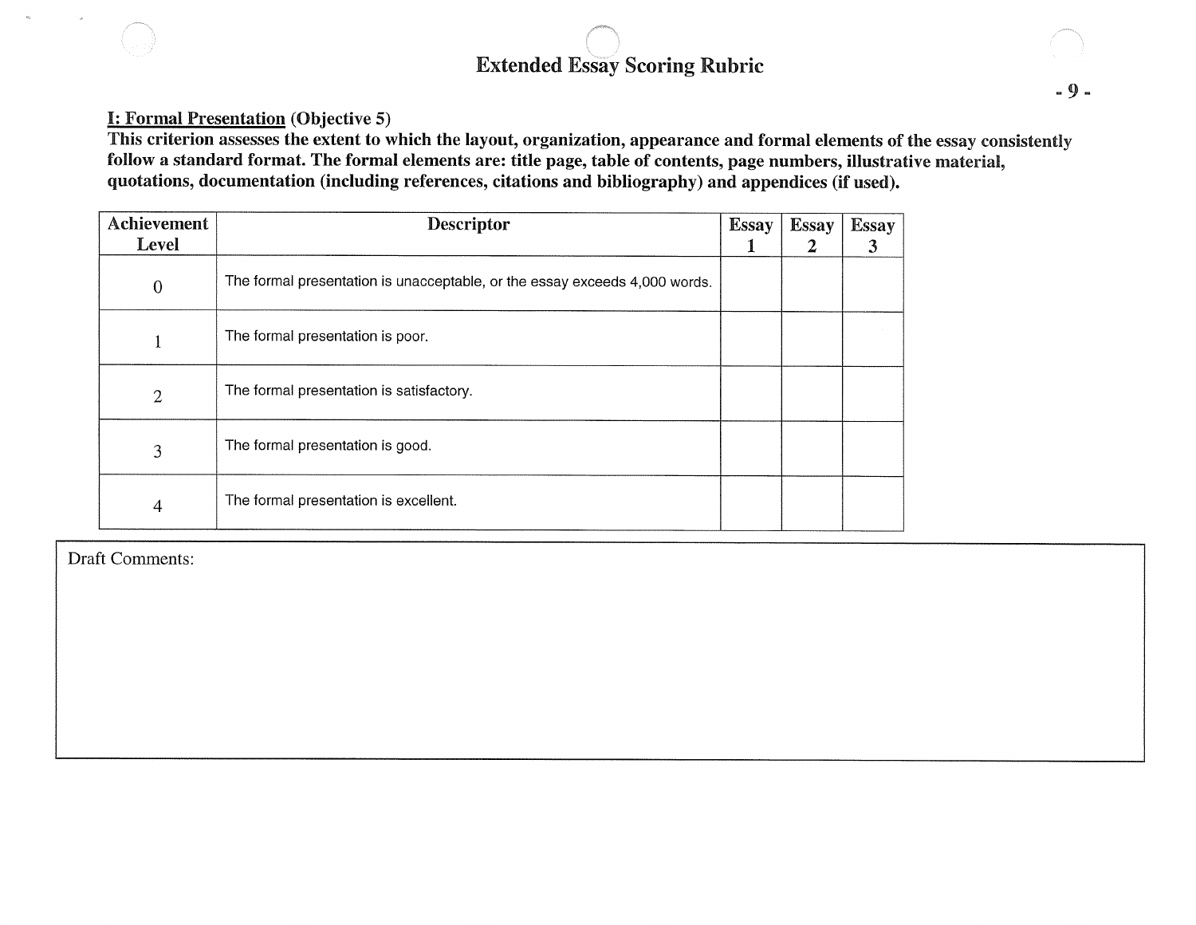# Extended Essay Scoring Rubric

**I: Formal Presentation** (Objective 5)

**This criterion assesses the extent to which the layout, organization, appearance and formal elements of the essay consistently follow a standard format. The formal elements are: title page, table of contents, page numbers, illustrative material, quotations, documentation (including references, citations and bibliography) and appendices (if used).**

| Achievement Level | Descriptor | Essay 1 | Essay 2 | Essay 3 |
|---|---|---|---|---|
| 0 | The formal presentation is unacceptable, or the essay exceeds 4,000 words. | | | |
| 1 | The formal presentation is poor. | | | |
| 2 | The formal presentation is satisfactory. | | | |
| 3 | The formal presentation is good. | | | |
| 4 | The formal presentation is excellent. | | | |

Draft Comments: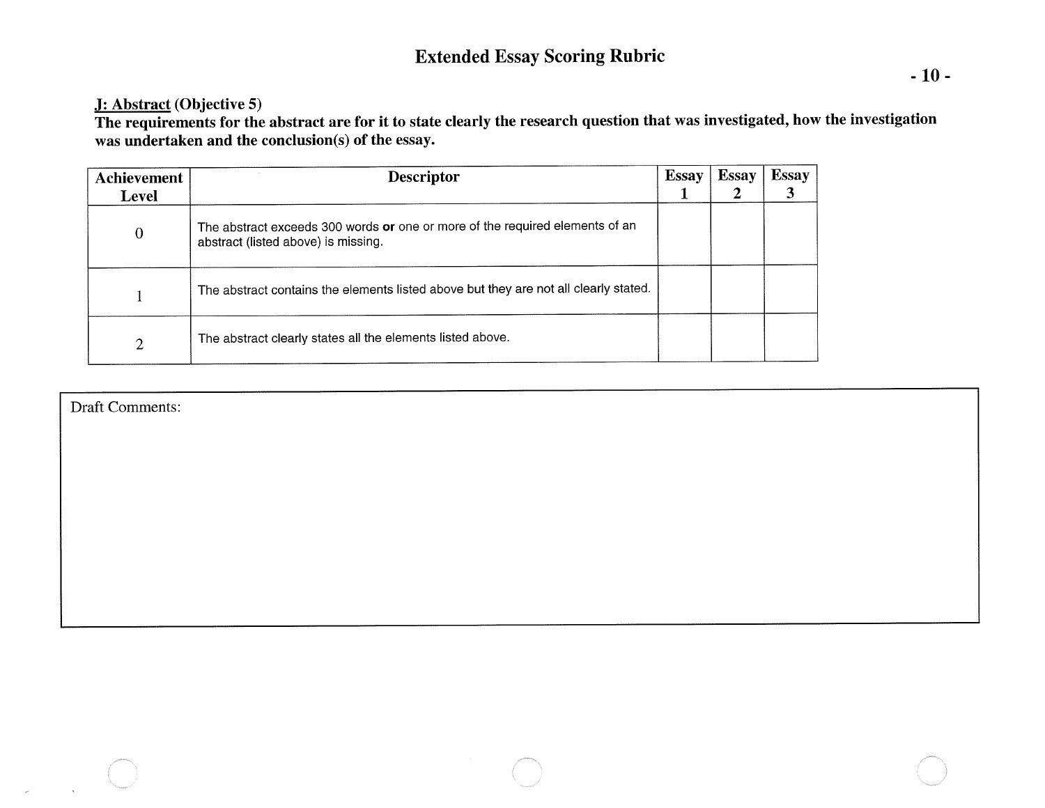# Extended Essay Scoring Rubric

**J: Abstract (Objective 5)**

**The requirements for the abstract are for it to state clearly the research question that was investigated, how the investigation was undertaken and the conclusion(s) of the essay.**

| Achievement Level | Descriptor | Essay 1 | Essay 2 | Essay 3 |
| --- | --- | --- | --- | --- |
| 0 | The abstract exceeds 300 words **or** one or more of the required elements of an abstract (listed above) is missing. | | | |
| 1 | The abstract contains the elements listed above but they are not all clearly stated. | | | |
| 2 | The abstract clearly states all the elements listed above. | | | |

Draft Comments: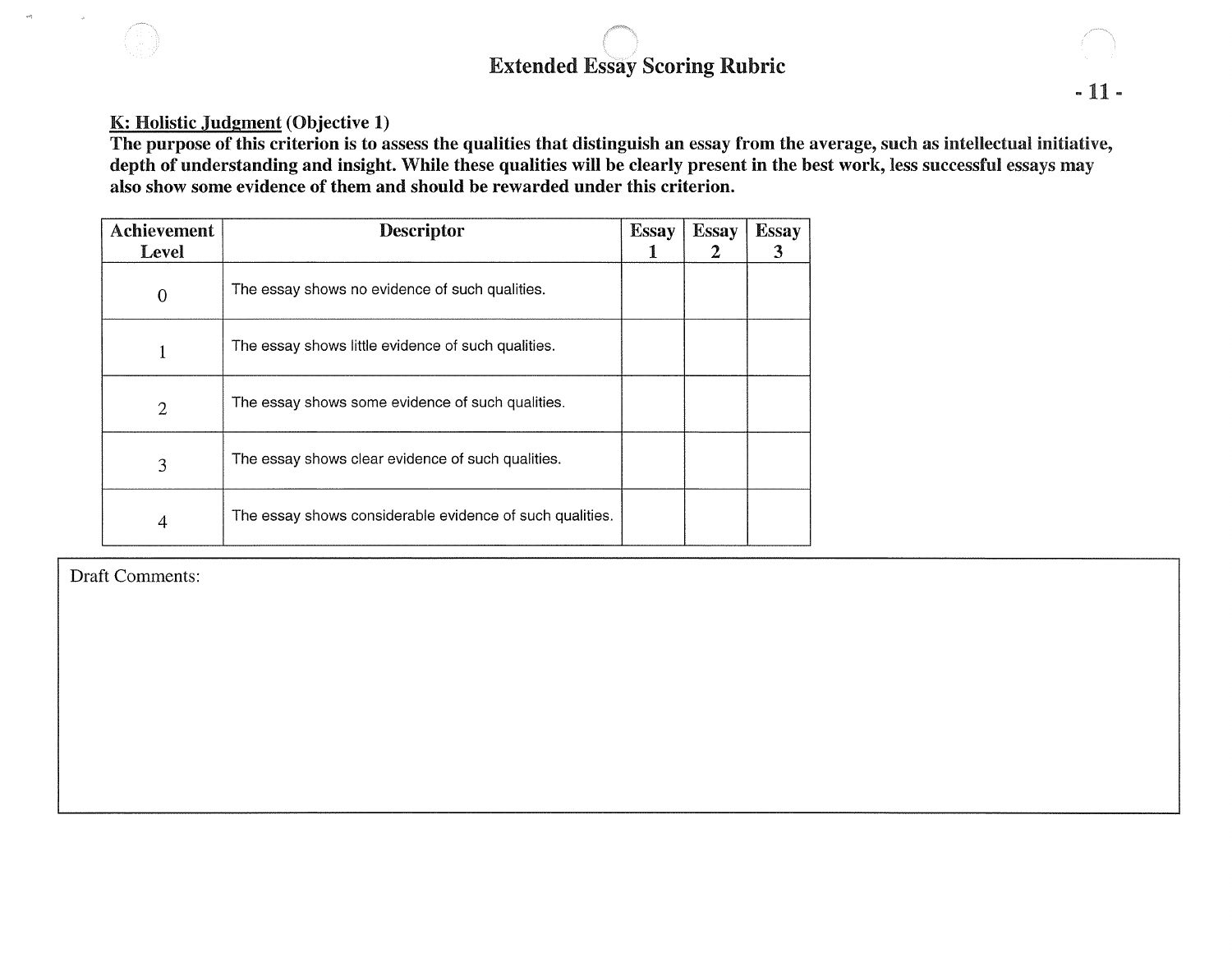## Extended Essay Scoring Rubric

**K: Holistic Judgment (Objective 1)**

**The purpose of this criterion is to assess the qualities that distinguish an essay from the average, such as intellectual initiative, depth of understanding and insight. While these qualities will be clearly present in the best work, less successful essays may also show some evidence of them and should be rewarded under this criterion.**

| Achievement Level | Descriptor | Essay 1 | Essay 2 | Essay 3 |
| --- | --- | --- | --- | --- |
| 0 | The essay shows no evidence of such qualities. | | | |
| 1 | The essay shows little evidence of such qualities. | | | |
| 2 | The essay shows some evidence of such qualities. | | | |
| 3 | The essay shows clear evidence of such qualities. | | | |
| 4 | The essay shows considerable evidence of such qualities. | | | |

Draft Comments: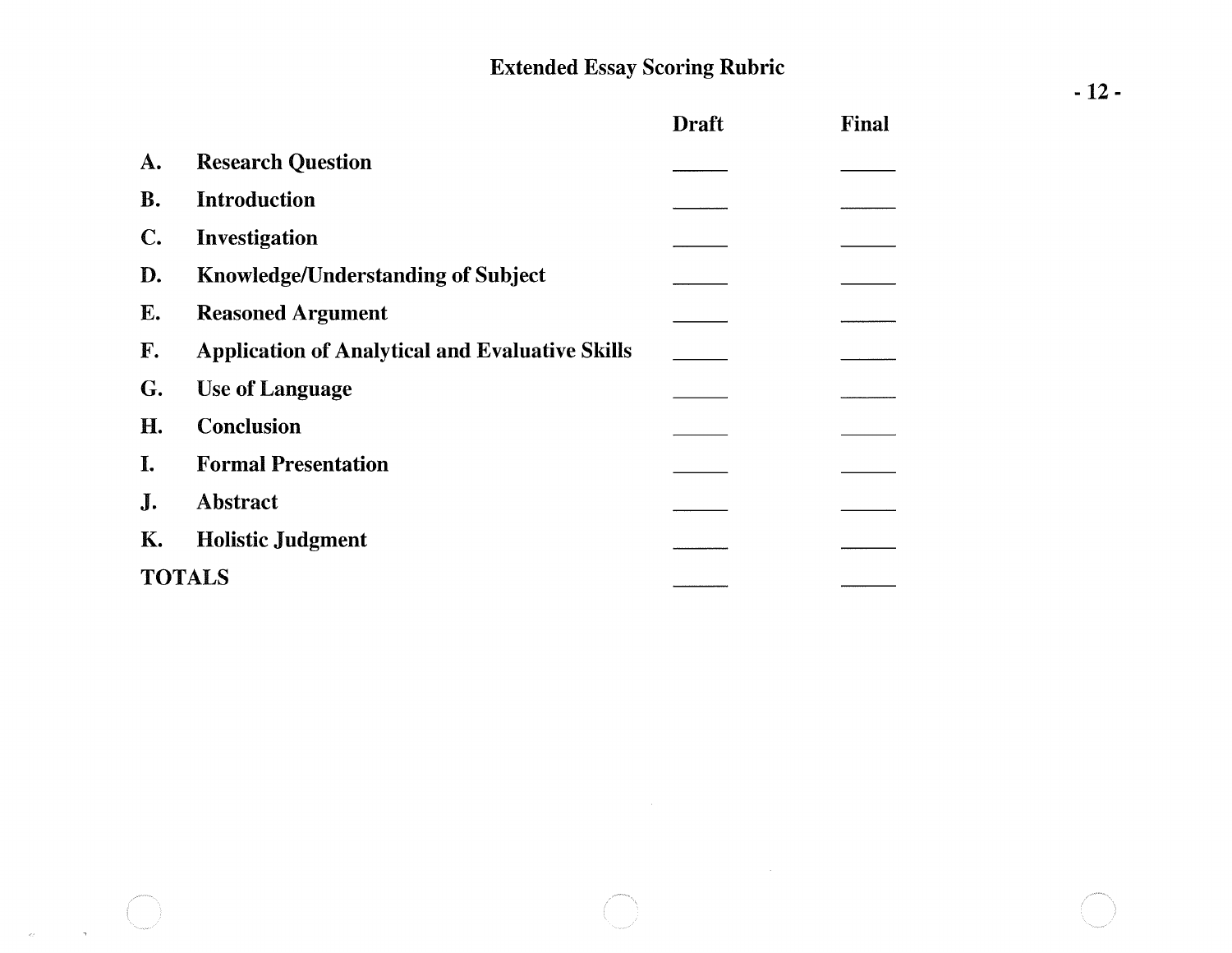# Extended Essay Scoring Rubric

| | | Draft | Final |
|---|---|---|---|
| A. | Research Question | _____ | _____ |
| B. | Introduction | _____ | _____ |
| C. | Investigation | _____ | _____ |
| D. | Knowledge/Understanding of Subject | _____ | _____ |
| E. | Reasoned Argument | _____ | _____ |
| F. | Application of Analytical and Evaluative Skills | _____ | _____ |
| G. | Use of Language | _____ | _____ |
| H. | Conclusion | _____ | _____ |
| I. | Formal Presentation | _____ | _____ |
| J. | Abstract | _____ | _____ |
| K. | Holistic Judgment | _____ | _____ |
| TOTALS | | _____ | _____ |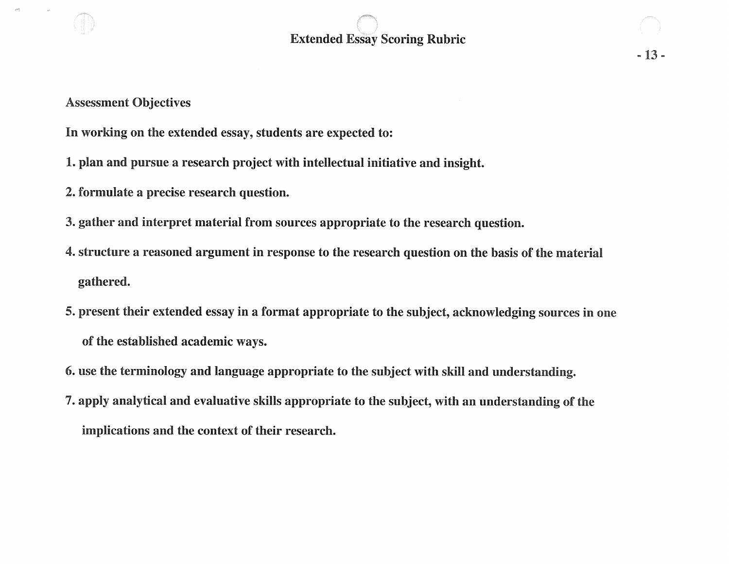# Extended Essay Scoring Rubric

## Assessment Objectives

**In working on the extended essay, students are expected to:**

1. **plan and pursue a research project with intellectual initiative and insight.**
2. **formulate a precise research question.**
3. **gather and interpret material from sources appropriate to the research question.**
4. **structure a reasoned argument in response to the research question on the basis of the material gathered.**
5. **present their extended essay in a format appropriate to the subject, acknowledging sources in one of the established academic ways.**
6. **use the terminology and language appropriate to the subject with skill and understanding.**
7. **apply analytical and evaluative skills appropriate to the subject, with an understanding of the implications and the context of their research.**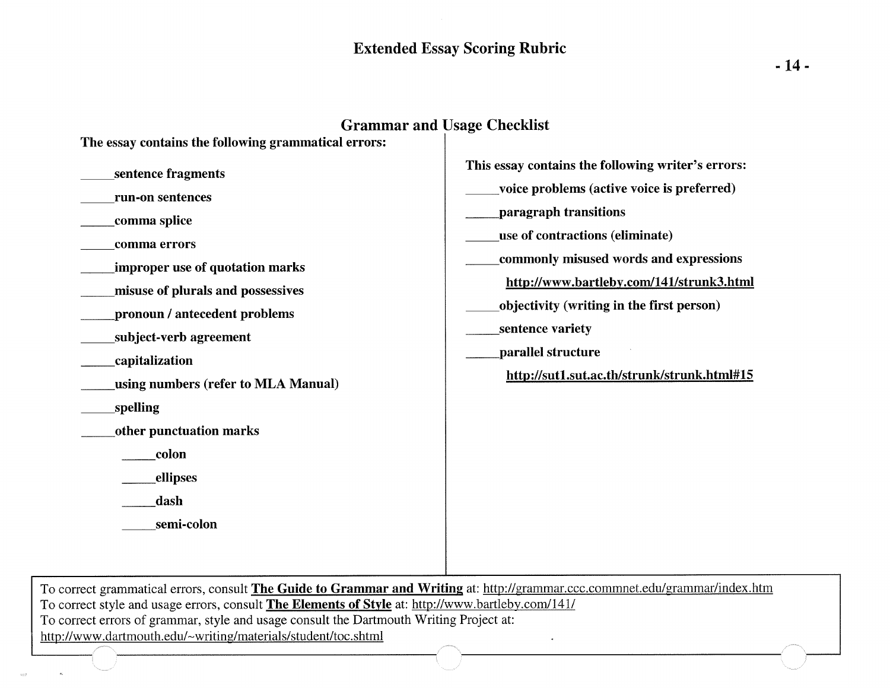## Extended Essay Scoring Rubric

### Grammar and Usage Checklist

**The essay contains the following grammatical errors:**

_____**sentence fragments**

_____**run-on sentences**

_____**comma splice**

_____**comma errors**

_____**improper use of quotation marks**

_____**misuse of plurals and possessives**

_____**pronoun / antecedent problems**

_____**subject-verb agreement**

_____**capitalization**

_____**using numbers (refer to MLA Manual)**

_____**spelling**

_____**other punctuation marks**

- _____**colon**
- _____**ellipses**
- _____**dash**
- _____**semi-colon**

**This essay contains the following writer's errors:**

_____**voice problems (active voice is preferred)**

_____**paragraph transitions**

_____**use of contractions (eliminate)**

_____**commonly misused words and expressions**

**http://www.bartleby.com/141/strunk3.html**

_____**objectivity (writing in the first person)**

_____**sentence variety**

_____**parallel structure**

**http://sut1.sut.ac.th/strunk/strunk.html#15**

To correct grammatical errors, consult **The Guide to Grammar and Writing** at: http://grammar.ccc.commnet.edu/grammar/index.htm
To correct style and usage errors, consult **The Elements of Style** at: http://www.bartleby.com/141/
To correct errors of grammar, style and usage consult the Dartmouth Writing Project at:
http://www.dartmouth.edu/~writing/materials/student/toc.shtml